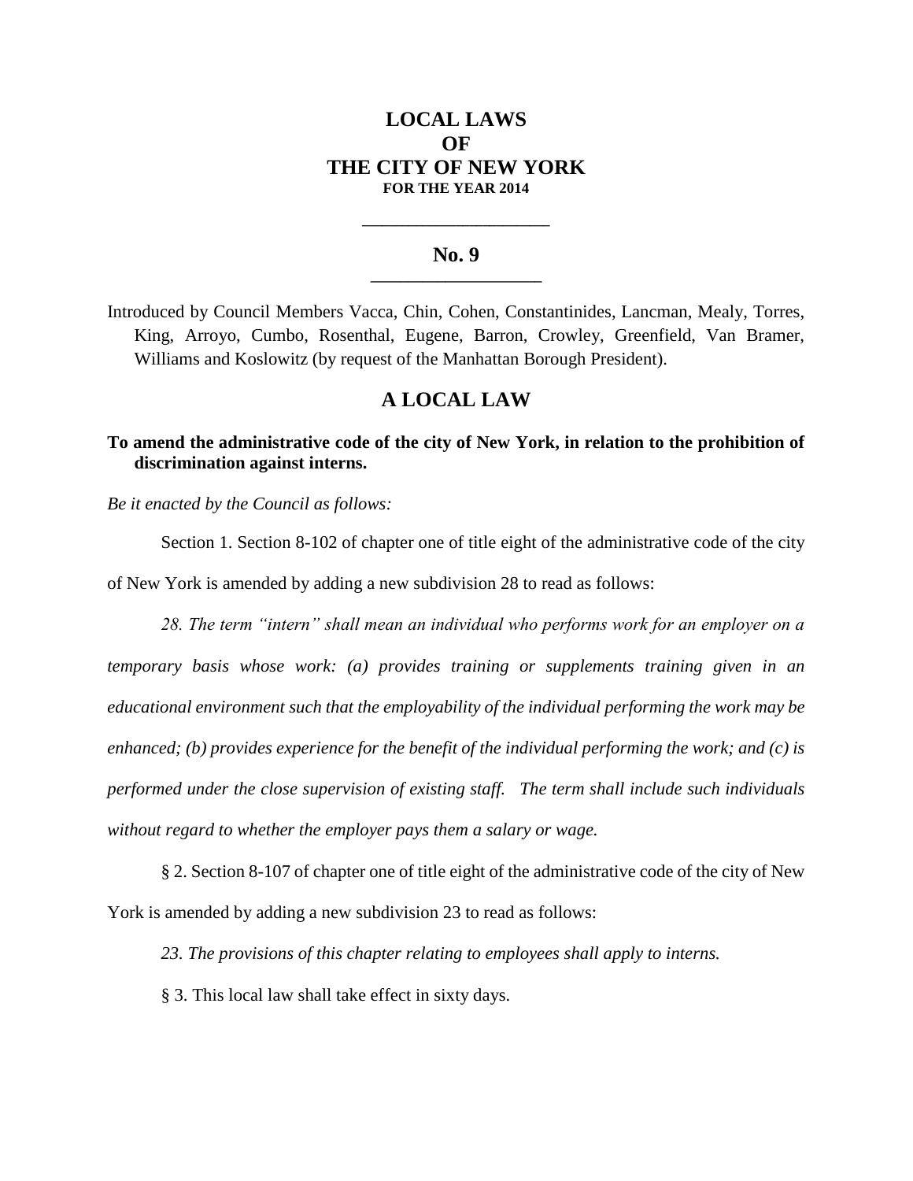# LOCAL LAWS OF THE CITY OF NEW YORK

**FOR THE YEAR 2014**

---

## No. 9

---

Introduced by Council Members Vacca, Chin, Cohen, Constantinides, Lancman, Mealy, Torres, King, Arroyo, Cumbo, Rosenthal, Eugene, Barron, Crowley, Greenfield, Van Bramer, Williams and Koslowitz (by request of the Manhattan Borough President).

## A LOCAL LAW

**To amend the administrative code of the city of New York, in relation to the prohibition of discrimination against interns.**

*Be it enacted by the Council as follows:*

Section 1. Section 8-102 of chapter one of title eight of the administrative code of the city of New York is amended by adding a new subdivision 28 to read as follows:

*28. The term "intern" shall mean an individual who performs work for an employer on a temporary basis whose work: (a) provides training or supplements training given in an educational environment such that the employability of the individual performing the work may be enhanced; (b) provides experience for the benefit of the individual performing the work; and (c) is performed under the close supervision of existing staff. The term shall include such individuals without regard to whether the employer pays them a salary or wage.*

§ 2. Section 8-107 of chapter one of title eight of the administrative code of the city of New York is amended by adding a new subdivision 23 to read as follows:

*23. The provisions of this chapter relating to employees shall apply to interns.*

§ 3. This local law shall take effect in sixty days.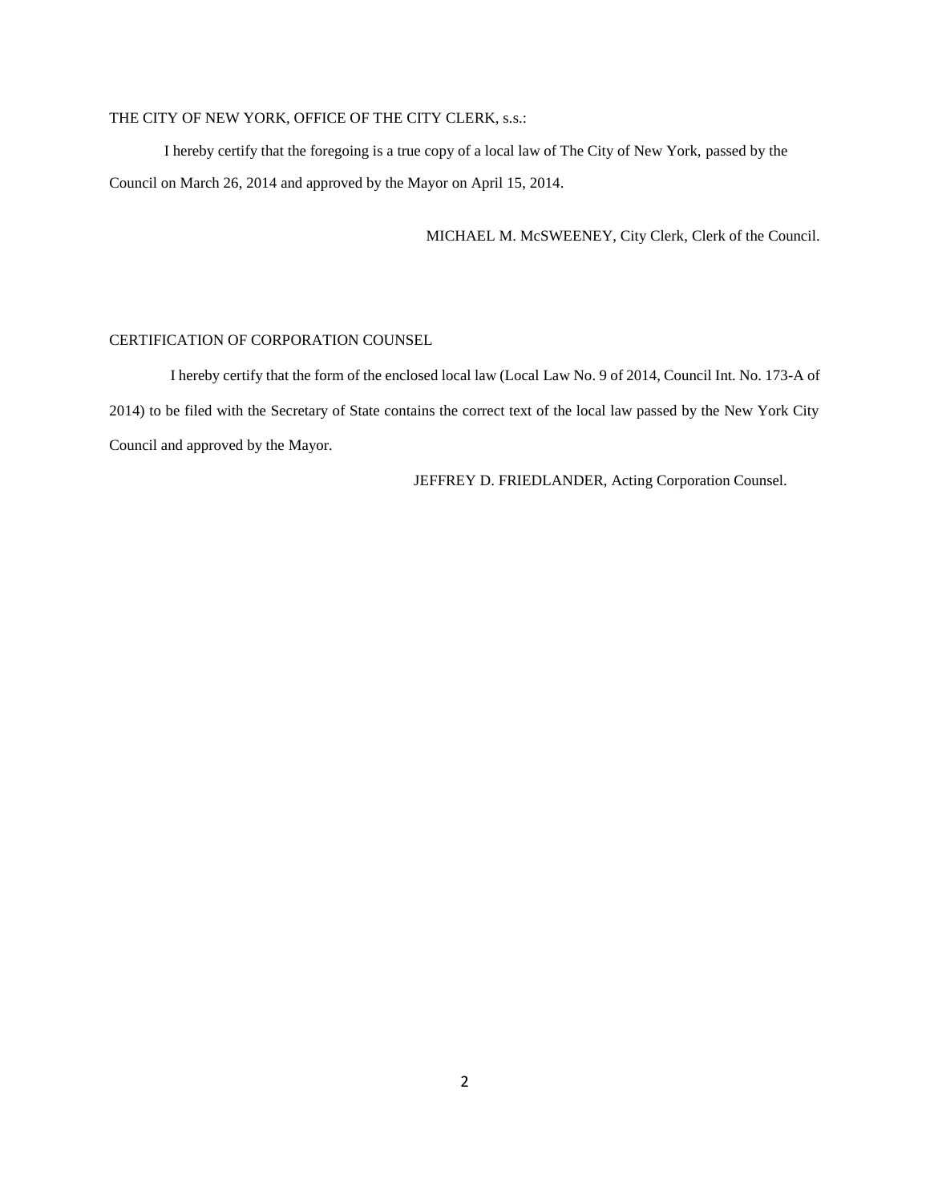THE CITY OF NEW YORK, OFFICE OF THE CITY CLERK, s.s.:

I hereby certify that the foregoing is a true copy of a local law of The City of New York, passed by the Council on March 26, 2014 and approved by the Mayor on April 15, 2014.

MICHAEL M. McSWEENEY, City Clerk, Clerk of the Council.

CERTIFICATION OF CORPORATION COUNSEL

I hereby certify that the form of the enclosed local law (Local Law No. 9 of 2014, Council Int. No. 173-A of 2014) to be filed with the Secretary of State contains the correct text of the local law passed by the New York City Council and approved by the Mayor.

JEFFREY D. FRIEDLANDER, Acting Corporation Counsel.